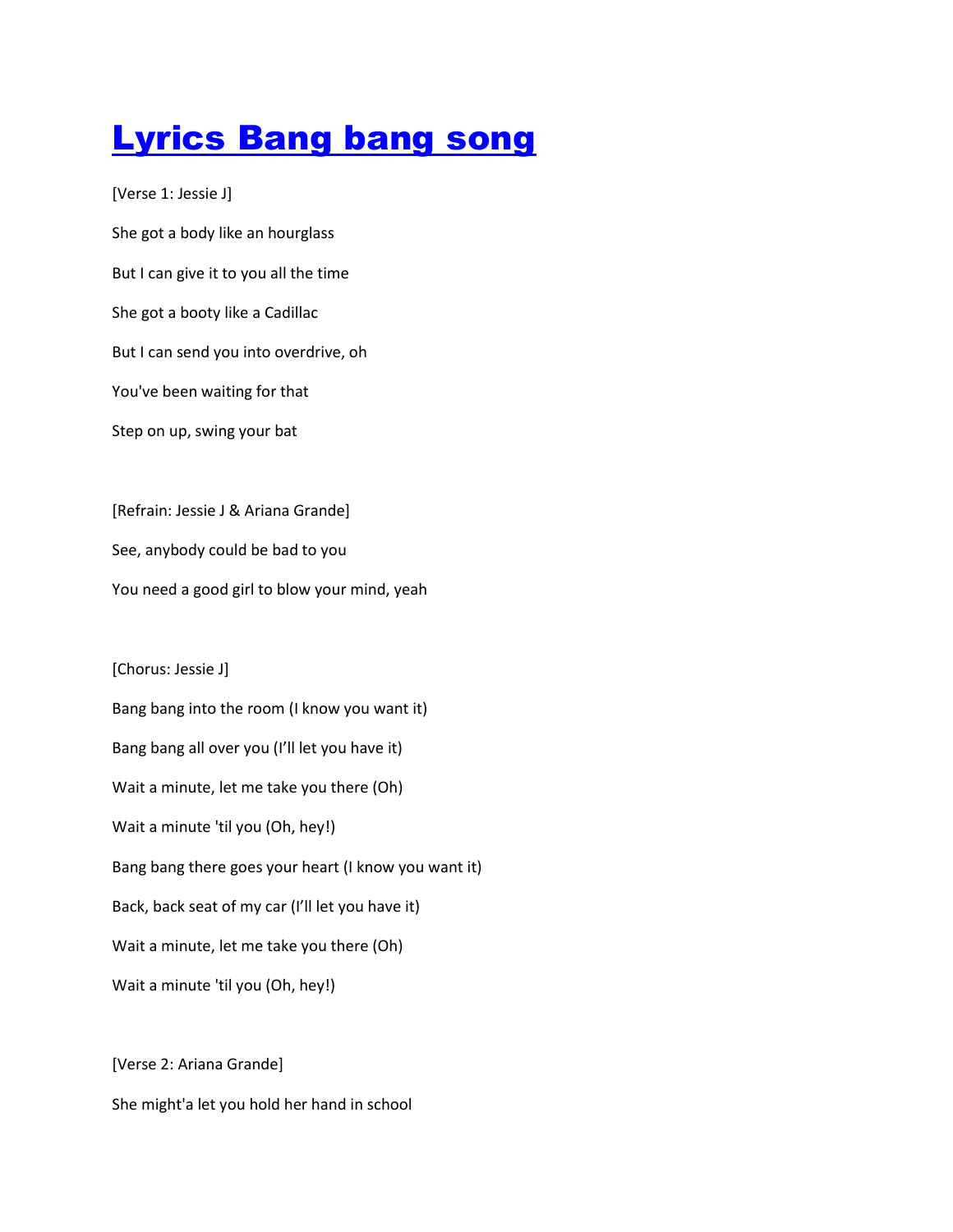# Lyrics Bang bang song

[Verse 1: Jessie J]

She got a body like an hourglass

But I can give it to you all the time

She got a booty like a Cadillac

But I can send you into overdrive, oh

You've been waiting for that

Step on up, swing your bat

[Refrain: Jessie J & Ariana Grande]

See, anybody could be bad to you

You need a good girl to blow your mind, yeah

[Chorus: Jessie J]

Bang bang into the room (I know you want it)

Bang bang all over you (I'll let you have it)

Wait a minute, let me take you there (Oh)

Wait a minute 'til you (Oh, hey!)

Bang bang there goes your heart (I know you want it)

Back, back seat of my car (I'll let you have it)

Wait a minute, let me take you there (Oh)

Wait a minute 'til you (Oh, hey!)

[Verse 2: Ariana Grande]

She might'a let you hold her hand in school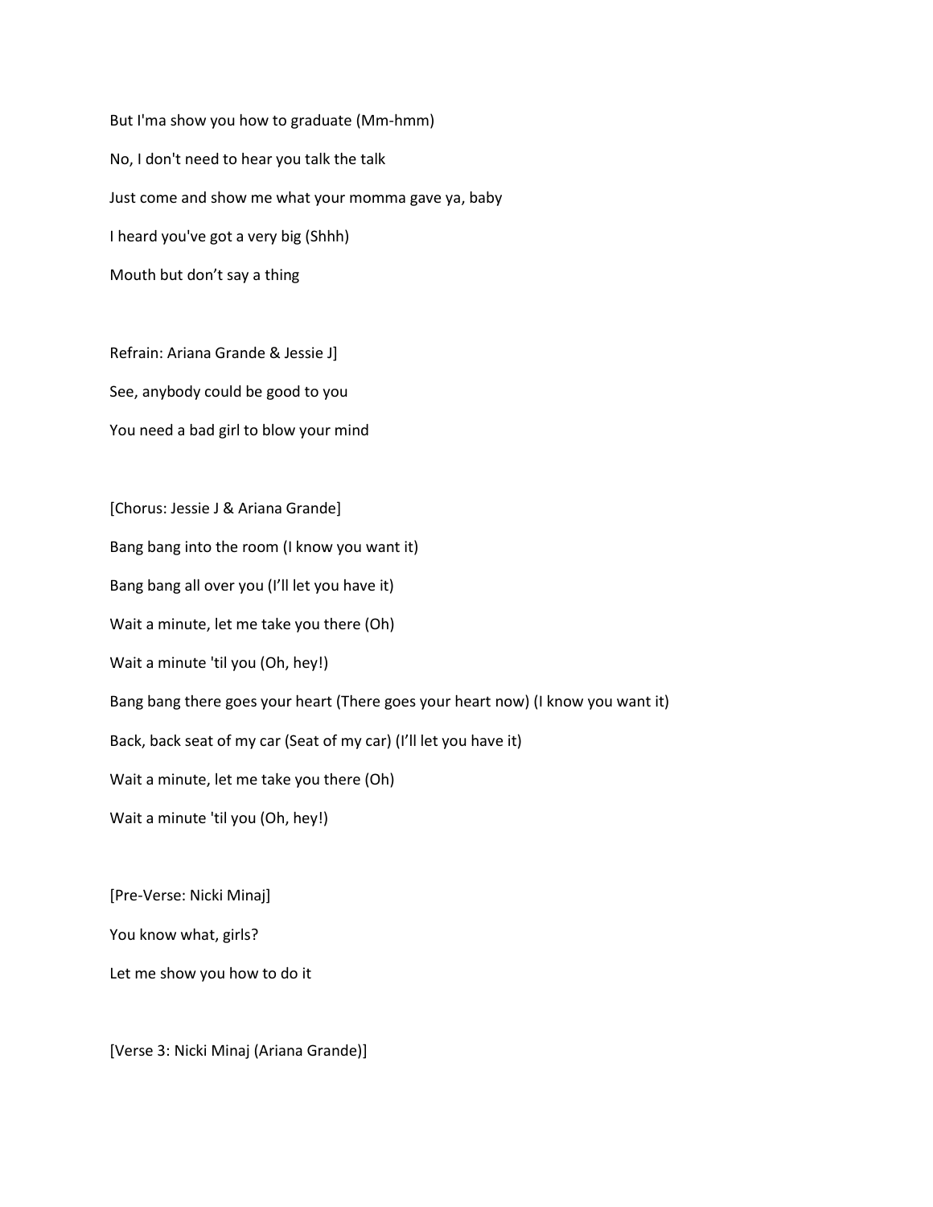But I'ma show you how to graduate (Mm-hmm)

No, I don't need to hear you talk the talk

Just come and show me what your momma gave ya, baby

I heard you've got a very big (Shhh)

Mouth but don't say a thing

Refrain: Ariana Grande & Jessie J]

See, anybody could be good to you

You need a bad girl to blow your mind

[Chorus: Jessie J & Ariana Grande]

Bang bang into the room (I know you want it)

Bang bang all over you (I'll let you have it)

Wait a minute, let me take you there (Oh)

Wait a minute 'til you (Oh, hey!)

Bang bang there goes your heart (There goes your heart now) (I know you want it)

Back, back seat of my car (Seat of my car) (I'll let you have it)

Wait a minute, let me take you there (Oh)

Wait a minute 'til you (Oh, hey!)

[Pre-Verse: Nicki Minaj]

You know what, girls?

Let me show you how to do it

[Verse 3: Nicki Minaj (Ariana Grande)]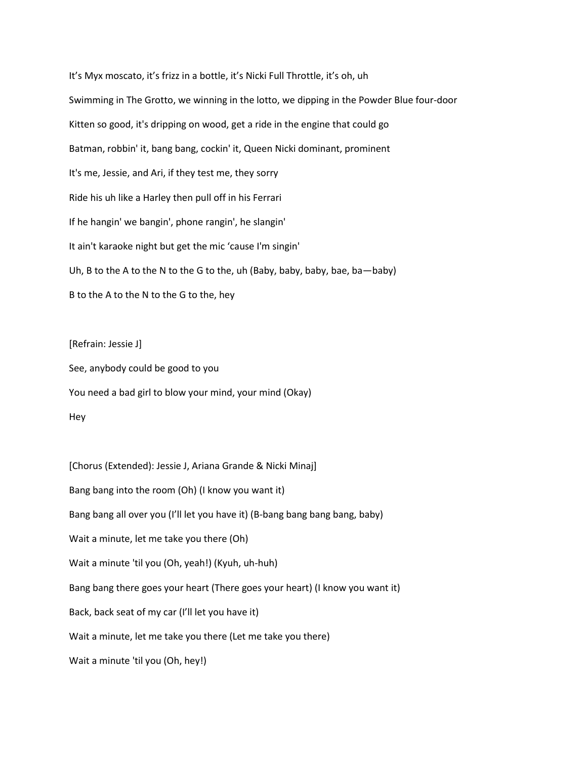It’s Myx moscato, it’s frizz in a bottle, it’s Nicki Full Throttle, it’s oh, uh

Swimming in The Grotto, we winning in the lotto, we dipping in the Powder Blue four-door

Kitten so good, it's dripping on wood, get a ride in the engine that could go

Batman, robbin' it, bang bang, cockin' it, Queen Nicki dominant, prominent

It's me, Jessie, and Ari, if they test me, they sorry

Ride his uh like a Harley then pull off in his Ferrari

If he hangin' we bangin', phone rangin', he slangin'

It ain't karaoke night but get the mic ‘cause I'm singin'

Uh, B to the A to the N to the G to the, uh (Baby, baby, baby, bae, ba—baby)

B to the A to the N to the G to the, hey

[Refrain: Jessie J]

See, anybody could be good to you

You need a bad girl to blow your mind, your mind (Okay)

Hey

[Chorus (Extended): Jessie J, Ariana Grande & Nicki Minaj]

Bang bang into the room (Oh) (I know you want it)

Bang bang all over you (I’ll let you have it) (B-bang bang bang bang, baby)

Wait a minute, let me take you there (Oh)

Wait a minute 'til you (Oh, yeah!) (Kyuh, uh-huh)

Bang bang there goes your heart (There goes your heart) (I know you want it)

Back, back seat of my car (I’ll let you have it)

Wait a minute, let me take you there (Let me take you there)

Wait a minute 'til you (Oh, hey!)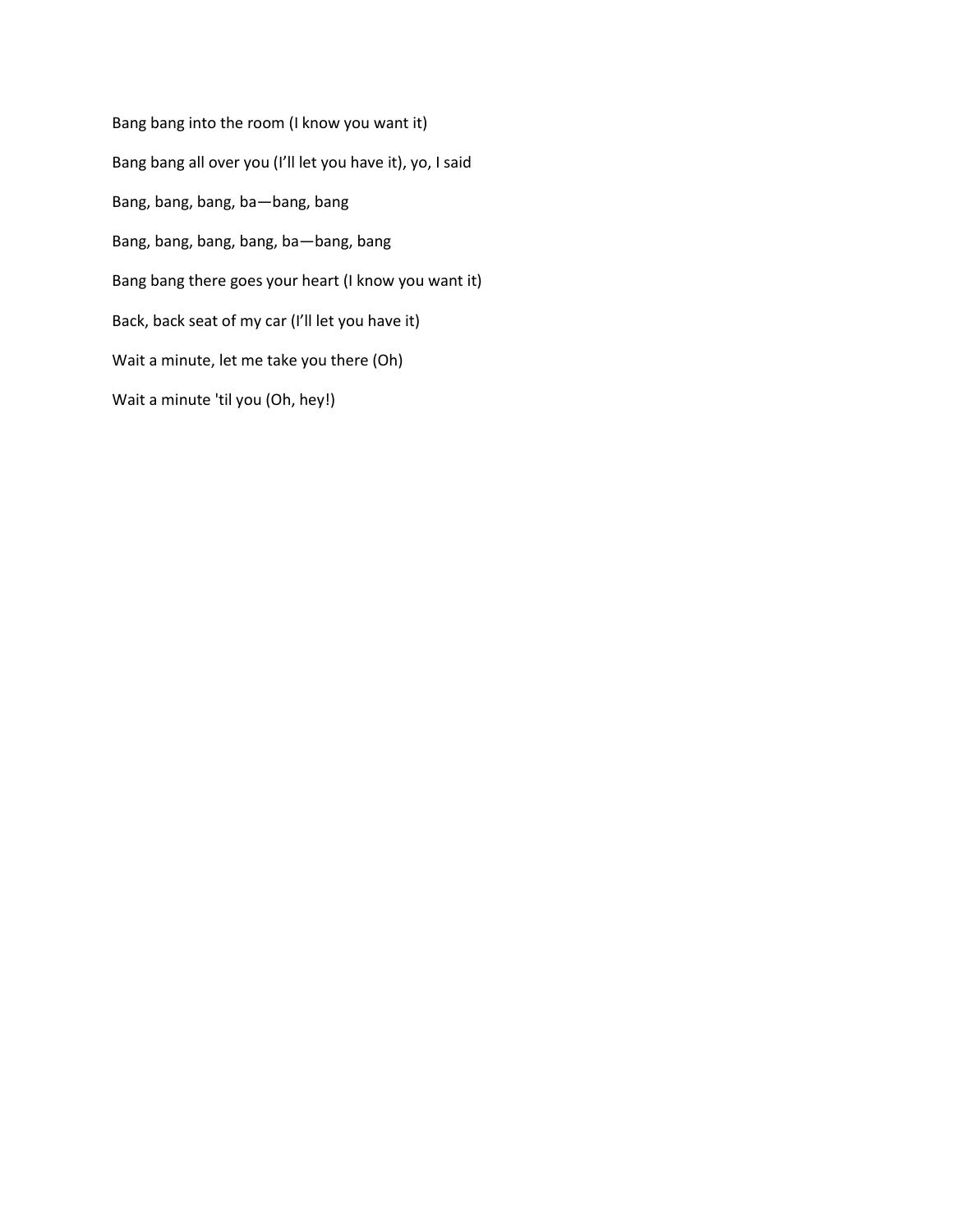Bang bang into the room (I know you want it)

Bang bang all over you (I'll let you have it), yo, I said

Bang, bang, bang, ba—bang, bang

Bang, bang, bang, bang, ba—bang, bang

Bang bang there goes your heart (I know you want it)

Back, back seat of my car (I'll let you have it)

Wait a minute, let me take you there (Oh)

Wait a minute 'til you (Oh, hey!)